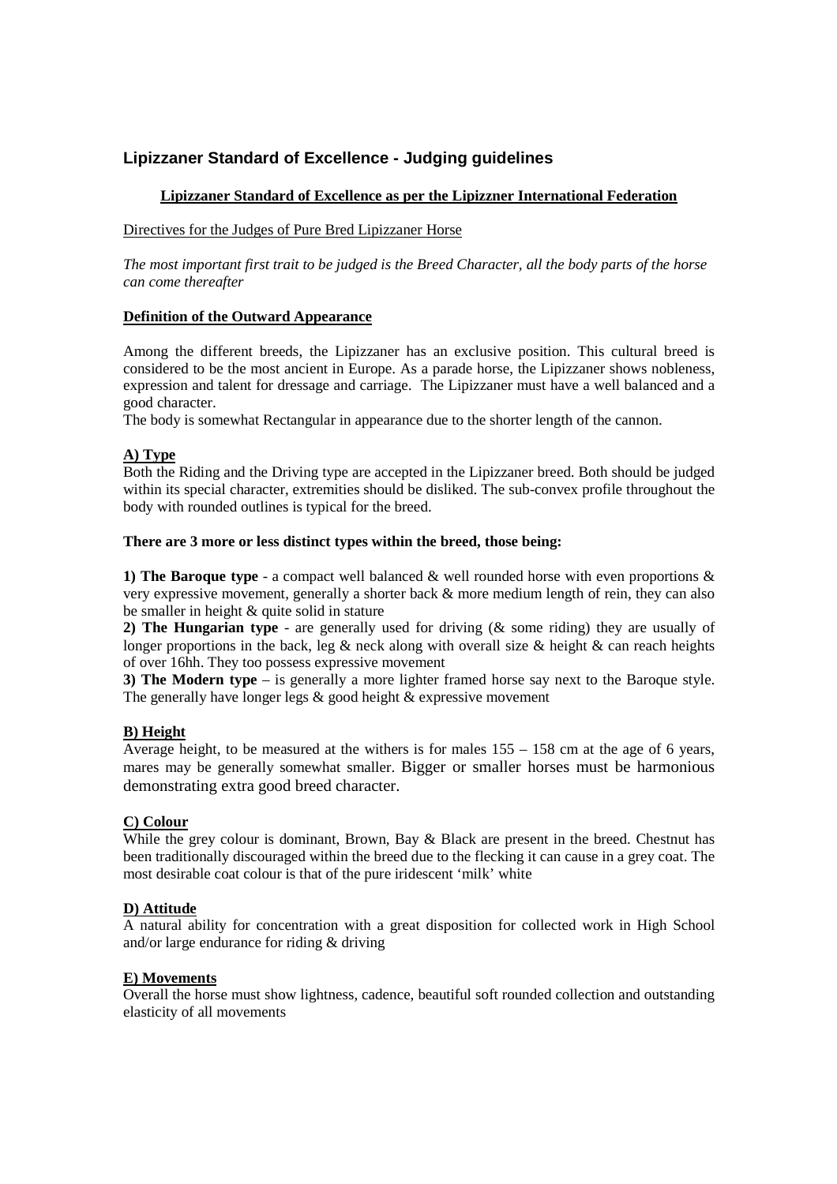# Lipizzaner Standard of Excellence - Judging guidelines

**Lipizzaner Standard of Excellence as per the Lipizzner International Federation**

Directives for the Judges of Pure Bred Lipizzaner Horse

*The most important first trait to be judged is the Breed Character, all the body parts of the horse can come thereafter*

**Definition of the Outward Appearance**

Among the different breeds, the Lipizzaner has an exclusive position. This cultural breed is considered to be the most ancient in Europe. As a parade horse, the Lipizzaner shows nobleness, expression and talent for dressage and carriage. The Lipizzaner must have a well balanced and a good character.

The body is somewhat Rectangular in appearance due to the shorter length of the cannon.

**A) Type**

Both the Riding and the Driving type are accepted in the Lipizzaner breed. Both should be judged within its special character, extremities should be disliked. The sub-convex profile throughout the body with rounded outlines is typical for the breed.

**There are 3 more or less distinct types within the breed, those being:**

**1) The Baroque type** - a compact well balanced & well rounded horse with even proportions & very expressive movement, generally a shorter back & more medium length of rein, they can also be smaller in height & quite solid in stature

**2) The Hungarian type** - are generally used for driving (& some riding) they are usually of longer proportions in the back, leg & neck along with overall size & height & can reach heights of over 16hh. They too possess expressive movement

**3) The Modern type** – is generally a more lighter framed horse say next to the Baroque style. The generally have longer legs & good height & expressive movement

**B) Height**

Average height, to be measured at the withers is for males 155 – 158 cm at the age of 6 years, mares may be generally somewhat smaller. Bigger or smaller horses must be harmonious demonstrating extra good breed character.

**C) Colour**

While the grey colour is dominant, Brown, Bay & Black are present in the breed. Chestnut has been traditionally discouraged within the breed due to the flecking it can cause in a grey coat. The most desirable coat colour is that of the pure iridescent 'milk' white

**D) Attitude**

A natural ability for concentration with a great disposition for collected work in High School and/or large endurance for riding & driving

**E) Movements**

Overall the horse must show lightness, cadence, beautiful soft rounded collection and outstanding elasticity of all movements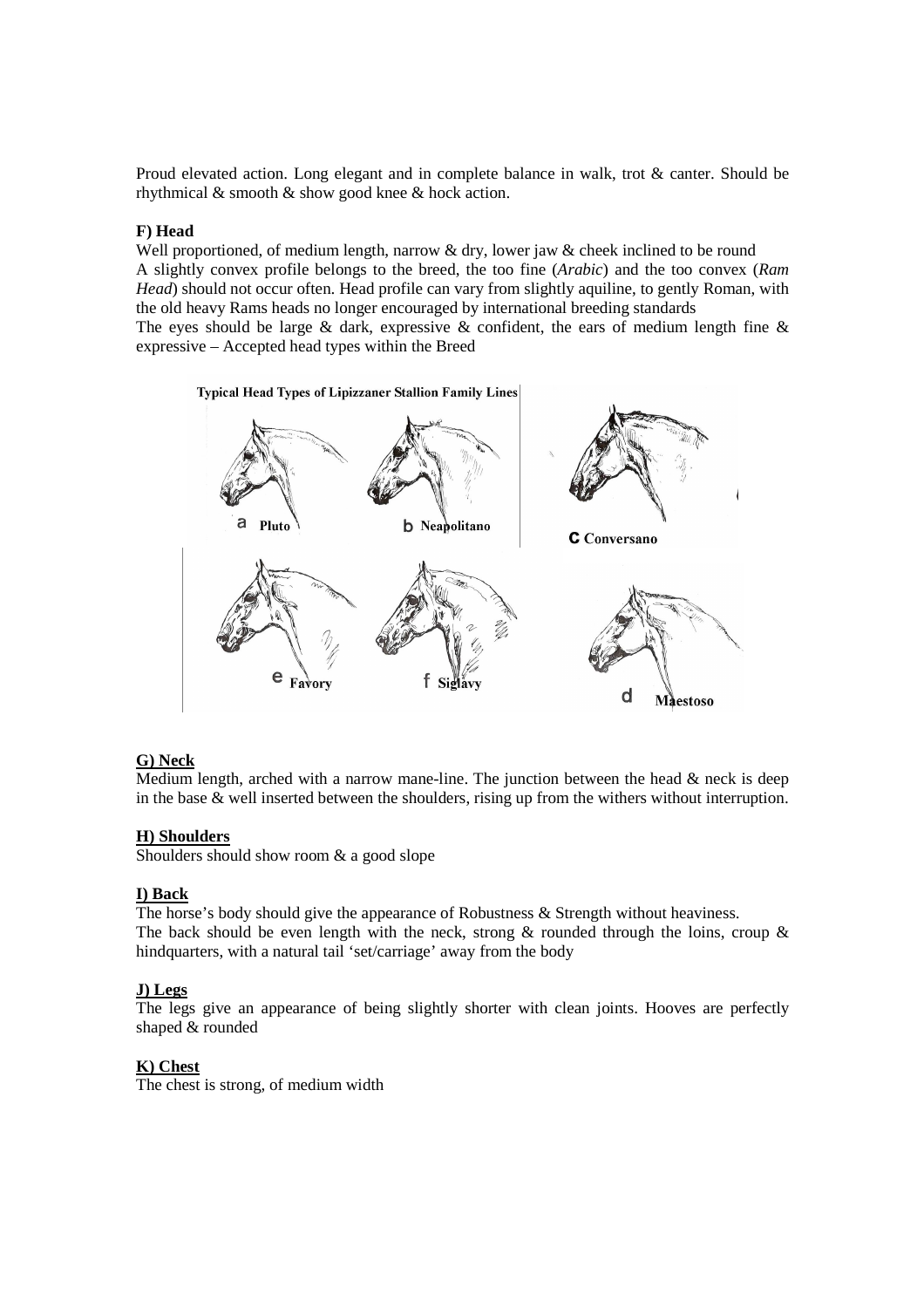Proud elevated action. Long elegant and in complete balance in walk, trot & canter. Should be rhythmical & smooth & show good knee & hock action.

**F) Head**

Well proportioned, of medium length, narrow & dry, lower jaw & cheek inclined to be round
A slightly convex profile belongs to the breed, the too fine (*Arabic*) and the too convex (*Ram Head*) should not occur often. Head profile can vary from slightly aquiline, to gently Roman, with the old heavy Rams heads no longer encouraged by international breeding standards
The eyes should be large & dark, expressive & confident, the ears of medium length fine & expressive – Accepted head types within the Breed

**Typical Head Types of Lipizzaner Stallion Family Lines**

a Pluto

b Neapolitano

c Conversano

e Favory

f Siglavy

d Maestoso

**G) Neck**

Medium length, arched with a narrow mane-line. The junction between the head & neck is deep in the base & well inserted between the shoulders, rising up from the withers without interruption.

**H) Shoulders**

Shoulders should show room & a good slope

**I) Back**

The horse's body should give the appearance of Robustness & Strength without heaviness.
The back should be even length with the neck, strong & rounded through the loins, croup & hindquarters, with a natural tail 'set/carriage' away from the body

**J) Legs**

The legs give an appearance of being slightly shorter with clean joints. Hooves are perfectly shaped & rounded

**K) Chest**

The chest is strong, of medium width